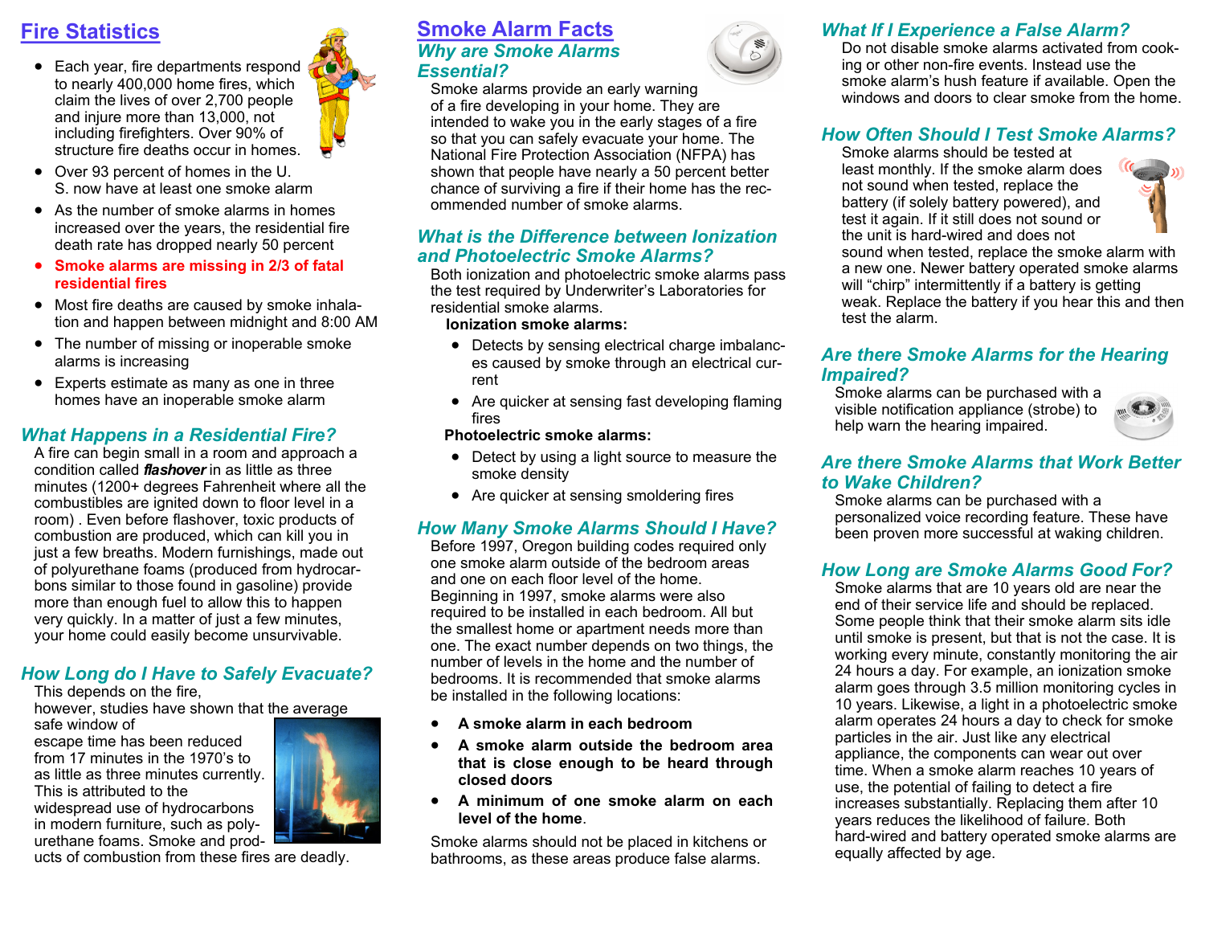## Fire Statistics

- Each year, fire departments respond to nearly 400,000 home fires, which claim the lives of over 2,700 people and injure more than 13,000, not including firefighters. Over 90% of structure fire deaths occur in homes.
- Over 93 percent of homes in the U. S. now have at least one smoke alarm
- As the number of smoke alarms in homes increased over the years, the residential fire death rate has dropped nearly 50 percent
- **Smoke alarms are missing in 2/3 of fatal residential fires**
- Most fire deaths are caused by smoke inhalation and happen between midnight and 8:00 AM
- The number of missing or inoperable smoke alarms is increasing
- Experts estimate as many as one in three homes have an inoperable smoke alarm

### What Happens in a Residential Fire?

A fire can begin small in a room and approach a condition called ***flashover*** in as little as three minutes (1200+ degrees Fahrenheit where all the combustibles are ignited down to floor level in a room) . Even before flashover, toxic products of combustion are produced, which can kill you in just a few breaths. Modern furnishings, made out of polyurethane foams (produced from hydrocarbons similar to those found in gasoline) provide more than enough fuel to allow this to happen very quickly. In a matter of just a few minutes, your home could easily become unsurvivable.

### How Long do I Have to Safely Evacuate?

This depends on the fire, however, studies have shown that the average safe window of escape time has been reduced from 17 minutes in the 1970's to as little as three minutes currently. This is attributed to the widespread use of hydrocarbons in modern furniture, such as polyurethane foams. Smoke and products of combustion from these fires are deadly.

## Smoke Alarm Facts

### Why are Smoke Alarms Essential?

Smoke alarms provide an early warning of a fire developing in your home. They are intended to wake you in the early stages of a fire so that you can safely evacuate your home. The National Fire Protection Association (NFPA) has shown that people have nearly a 50 percent better chance of surviving a fire if their home has the recommended number of smoke alarms.

### What is the Difference between Ionization and Photoelectric Smoke Alarms?

Both ionization and photoelectric smoke alarms pass the test required by Underwriter's Laboratories for residential smoke alarms.

**Ionization smoke alarms:**

- Detects by sensing electrical charge imbalances caused by smoke through an electrical current
- Are quicker at sensing fast developing flaming fires

**Photoelectric smoke alarms:**

- Detect by using a light source to measure the smoke density
- Are quicker at sensing smoldering fires

### How Many Smoke Alarms Should I Have?

Before 1997, Oregon building codes required only one smoke alarm outside of the bedroom areas and one on each floor level of the home. Beginning in 1997, smoke alarms were also required to be installed in each bedroom. All but the smallest home or apartment needs more than one. The exact number depends on two things, the number of levels in the home and the number of bedrooms. It is recommended that smoke alarms be installed in the following locations:

- **A smoke alarm in each bedroom**
- **A smoke alarm outside the bedroom area that is close enough to be heard through closed doors**
- **A minimum of one smoke alarm on each level of the home**.

Smoke alarms should not be placed in kitchens or bathrooms, as these areas produce false alarms.

### What If I Experience a False Alarm?

Do not disable smoke alarms activated from cooking or other non-fire events. Instead use the smoke alarm's hush feature if available. Open the windows and doors to clear smoke from the home.

### How Often Should I Test Smoke Alarms?

Smoke alarms should be tested at least monthly. If the smoke alarm does not sound when tested, replace the battery (if solely battery powered), and test it again. If it still does not sound or the unit is hard-wired and does not sound when tested, replace the smoke alarm with a new one. Newer battery operated smoke alarms will "chirp" intermittently if a battery is getting weak. Replace the battery if you hear this and then test the alarm.

### Are there Smoke Alarms for the Hearing Impaired?

Smoke alarms can be purchased with a visible notification appliance (strobe) to help warn the hearing impaired.

### Are there Smoke Alarms that Work Better to Wake Children?

Smoke alarms can be purchased with a personalized voice recording feature. These have been proven more successful at waking children.

### How Long are Smoke Alarms Good For?

Smoke alarms that are 10 years old are near the end of their service life and should be replaced. Some people think that their smoke alarm sits idle until smoke is present, but that is not the case. It is working every minute, constantly monitoring the air 24 hours a day. For example, an ionization smoke alarm goes through 3.5 million monitoring cycles in 10 years. Likewise, a light in a photoelectric smoke alarm operates 24 hours a day to check for smoke particles in the air. Just like any electrical appliance, the components can wear out over time. When a smoke alarm reaches 10 years of use, the potential of failing to detect a fire increases substantially. Replacing them after 10 years reduces the likelihood of failure. Both hard-wired and battery operated smoke alarms are equally affected by age.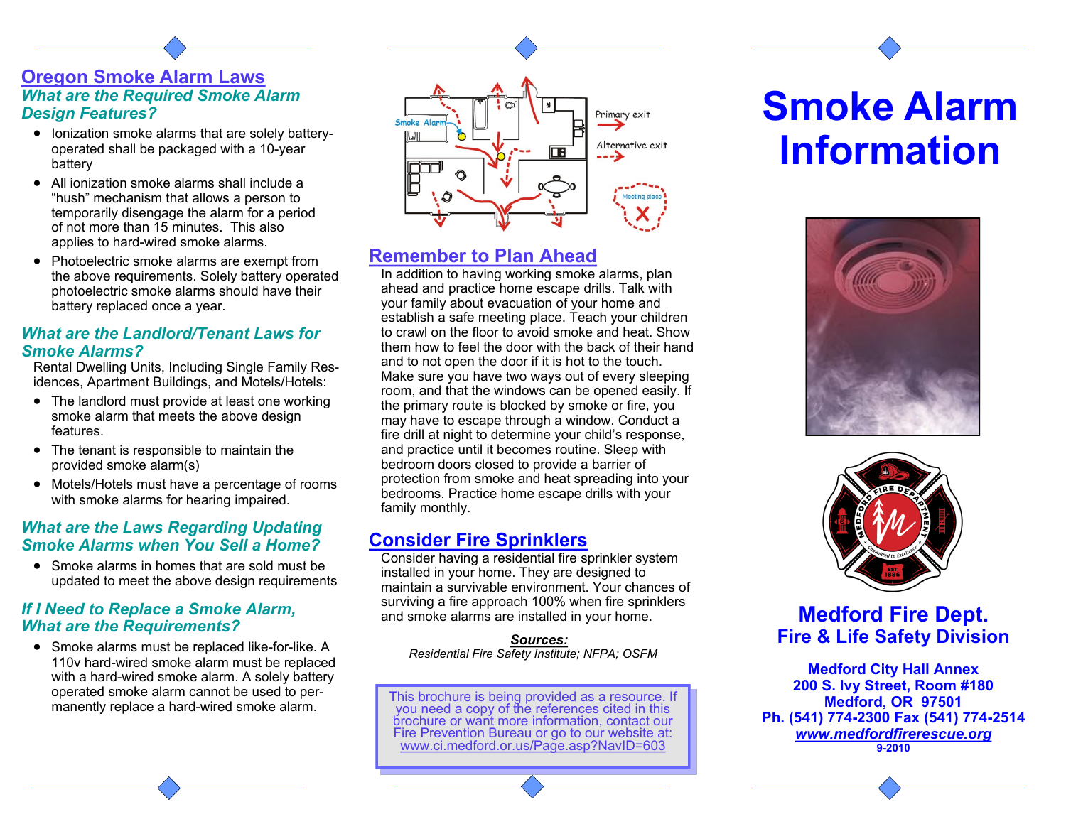## Oregon Smoke Alarm Laws

### *What are the Required Smoke Alarm Design Features?*

- Ionization smoke alarms that are solely battery-operated shall be packaged with a 10-year battery
- All ionization smoke alarms shall include a "hush" mechanism that allows a person to temporarily disengage the alarm for a period of not more than 15 minutes. This also applies to hard-wired smoke alarms.
- Photoelectric smoke alarms are exempt from the above requirements. Solely battery operated photoelectric smoke alarms should have their battery replaced once a year.

### *What are the Landlord/Tenant Laws for Smoke Alarms?*

Rental Dwelling Units, Including Single Family Residences, Apartment Buildings, and Motels/Hotels:

- The landlord must provide at least one working smoke alarm that meets the above design features.
- The tenant is responsible to maintain the provided smoke alarm(s)
- Motels/Hotels must have a percentage of rooms with smoke alarms for hearing impaired.

### *What are the Laws Regarding Updating Smoke Alarms when You Sell a Home?*

- Smoke alarms in homes that are sold must be updated to meet the above design requirements

### *If I Need to Replace a Smoke Alarm, What are the Requirements?*

- Smoke alarms must be replaced like-for-like. A 110v hard-wired smoke alarm must be replaced with a hard-wired smoke alarm. A solely battery operated smoke alarm cannot be used to permanently replace a hard-wired smoke alarm.

Smoke Alarm

Primary exit

Alternative exit

Meeting place

## Remember to Plan Ahead

In addition to having working smoke alarms, plan ahead and practice home escape drills. Talk with your family about evacuation of your home and establish a safe meeting place. Teach your children to crawl on the floor to avoid smoke and heat. Show them how to feel the door with the back of their hand and to not open the door if it is hot to the touch. Make sure you have two ways out of every sleeping room, and that the windows can be opened easily. If the primary route is blocked by smoke or fire, you may have to escape through a window. Conduct a fire drill at night to determine your child's response, and practice until it becomes routine. Sleep with bedroom doors closed to provide a barrier of protection from smoke and heat spreading into your bedrooms. Practice home escape drills with your family monthly.

## Consider Fire Sprinklers

Consider having a residential fire sprinkler system installed in your home. They are designed to maintain a survivable environment. Your chances of surviving a fire approach 100% when fire sprinklers and smoke alarms are installed in your home.

***Sources:***
*Residential Fire Safety Institute; NFPA; OSFM*

> This brochure is being provided as a resource. If you need a copy of the references cited in this brochure or want more information, contact our Fire Prevention Bureau or go to our website at: www.ci.medford.or.us/Page.asp?NavID=603

# Smoke Alarm Information

## Medford Fire Dept.
### Fire & Life Safety Division

**Medford City Hall Annex**
**200 S. Ivy Street, Room #180**
**Medford, OR 97501**
**Ph. (541) 774-2300 Fax (541) 774-2514**
***www.medfordfirerescue.org***
**9-2010**